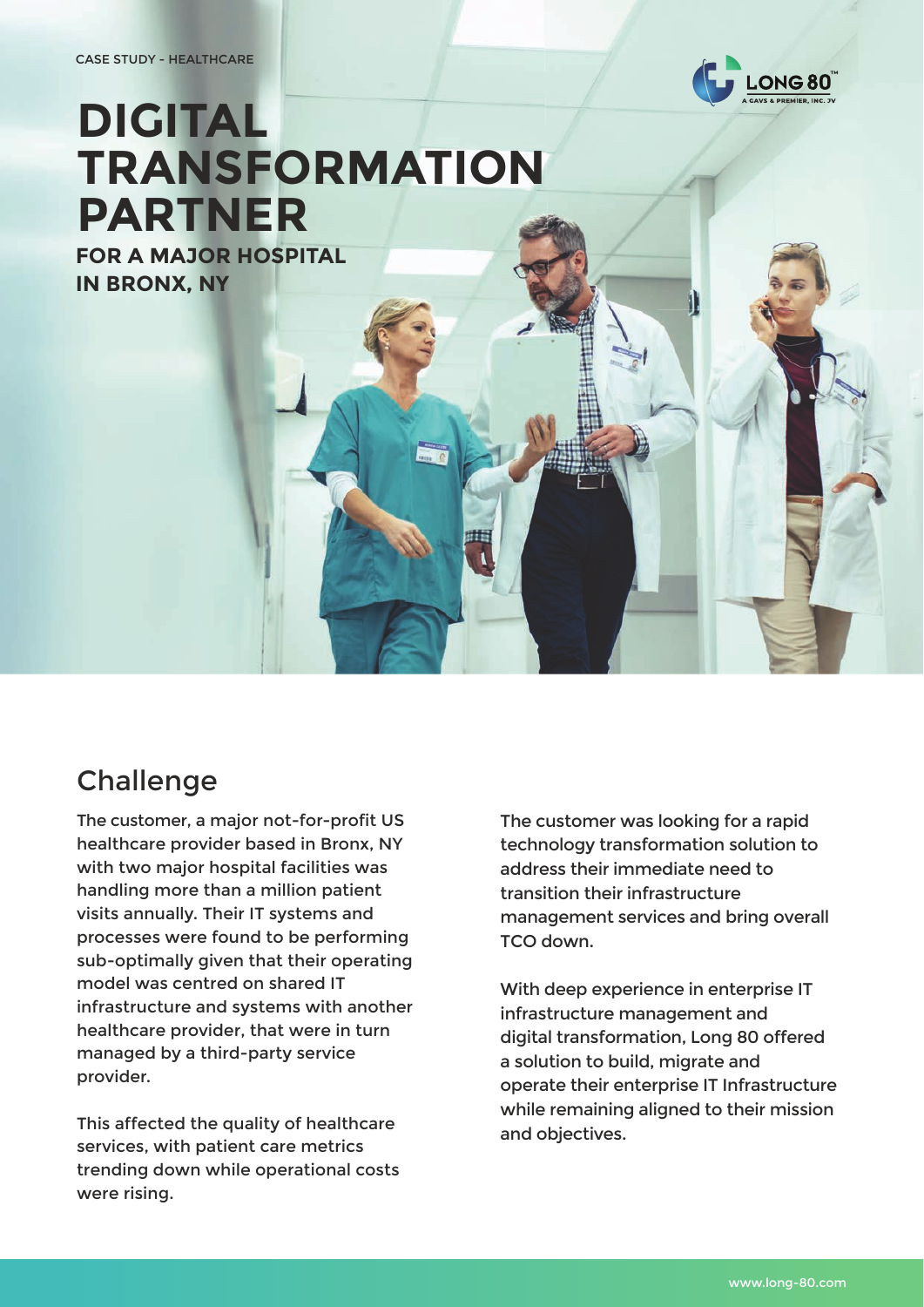CASE STUDY - HEALTHCARE

# DIGITAL TRANSFORMATION PARTNER

**FOR A MAJOR HOSPITAL IN BRONX, NY**

## Challenge

The customer, a major not-for-profit US healthcare provider based in Bronx, NY with two major hospital facilities was handling more than a million patient visits annually. Their IT systems and processes were found to be performing sub-optimally given that their operating model was centred on shared IT infrastructure and systems with another healthcare provider, that were in turn managed by a third-party service provider.

This affected the quality of healthcare services, with patient care metrics trending down while operational costs were rising.

The customer was looking for a rapid technology transformation solution to address their immediate need to transition their infrastructure management services and bring overall TCO down.

With deep experience in enterprise IT infrastructure management and digital transformation, Long 80 offered a solution to build, migrate and operate their enterprise IT Infrastructure while remaining aligned to their mission and objectives.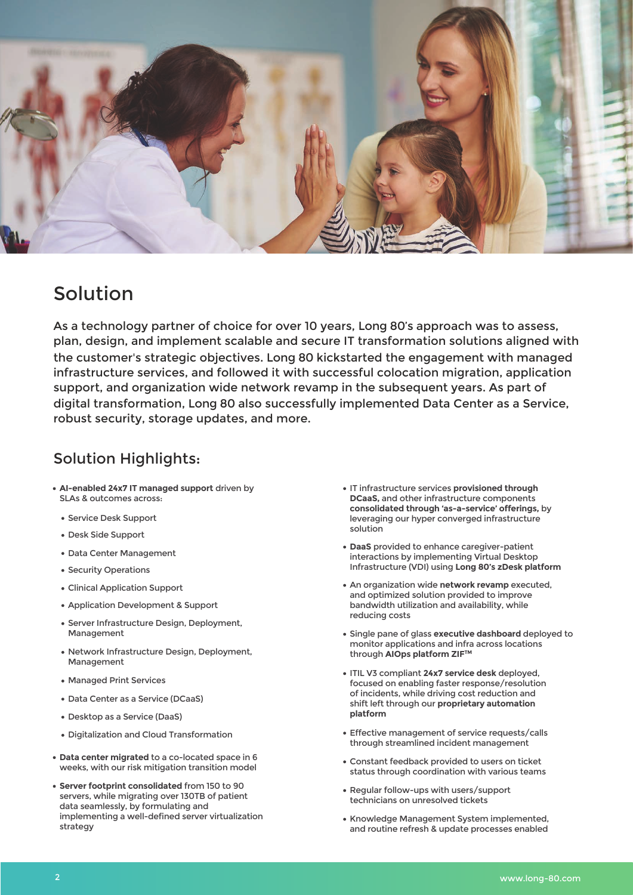## Solution

As a technology partner of choice for over 10 years, Long 80's approach was to assess, plan, design, and implement scalable and secure IT transformation solutions aligned with the customer's strategic objectives. Long 80 kickstarted the engagement with managed infrastructure services, and followed it with successful colocation migration, application support, and organization wide network revamp in the subsequent years. As part of digital transformation, Long 80 also successfully implemented Data Center as a Service, robust security, storage updates, and more.

## Solution Highlights:

- **AI-enabled 24x7 IT managed support** driven by SLAs & outcomes across:
  - Service Desk Support
  - Desk Side Support
  - Data Center Management
  - Security Operations
  - Clinical Application Support
  - Application Development & Support
  - Server Infrastructure Design, Deployment, Management
  - Network Infrastructure Design, Deployment, Management
  - Managed Print Services
  - Data Center as a Service (DCaaS)
  - Desktop as a Service (DaaS)
  - Digitalization and Cloud Transformation
- **Data center migrated** to a co-located space in 6 weeks, with our risk mitigation transition model
- **Server footprint consolidated** from 150 to 90 servers, while migrating over 130TB of patient data seamlessly, by formulating and implementing a well-defined server virtualization strategy
- IT infrastructure services **provisioned through DCaaS,** and other infrastructure components **consolidated through 'as-a-service' offerings,** by leveraging our hyper converged infrastructure solution
- **DaaS** provided to enhance caregiver-patient interactions by implementing Virtual Desktop Infrastructure (VDI) using **Long 80's zDesk platform**
- An organization wide **network revamp** executed, and optimized solution provided to improve bandwidth utilization and availability, while reducing costs
- Single pane of glass **executive dashboard** deployed to monitor applications and infra across locations through **AIOps platform ZIF™**
- ITIL V3 compliant **24x7 service desk** deployed, focused on enabling faster response/resolution of incidents, while driving cost reduction and shift left through our **proprietary automation platform**
- Effective management of service requests/calls through streamlined incident management
- Constant feedback provided to users on ticket status through coordination with various teams
- Regular follow-ups with users/support technicians on unresolved tickets
- Knowledge Management System implemented, and routine refresh & update processes enabled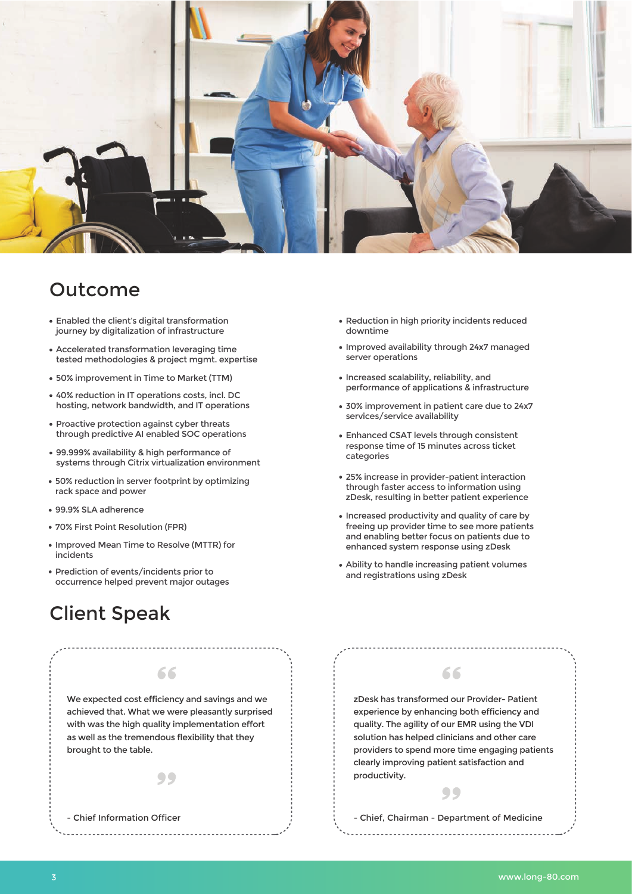## Outcome

- Enabled the client's digital transformation journey by digitalization of infrastructure
- Accelerated transformation leveraging time tested methodologies & project mgmt. expertise
- 50% improvement in Time to Market (TTM)
- 40% reduction in IT operations costs, incl. DC hosting, network bandwidth, and IT operations
- Proactive protection against cyber threats through predictive AI enabled SOC operations
- 99.999% availability & high performance of systems through Citrix virtualization environment
- 50% reduction in server footprint by optimizing rack space and power
- 99.9% SLA adherence
- 70% First Point Resolution (FPR)
- Improved Mean Time to Resolve (MTTR) for incidents
- Prediction of events/incidents prior to occurrence helped prevent major outages
- Reduction in high priority incidents reduced downtime
- Improved availability through 24x7 managed server operations
- Increased scalability, reliability, and performance of applications & infrastructure
- 30% improvement in patient care due to 24x7 services/service availability
- Enhanced CSAT levels through consistent response time of 15 minutes across ticket categories
- 25% increase in provider-patient interaction through faster access to information using zDesk, resulting in better patient experience
- Increased productivity and quality of care by freeing up provider time to see more patients and enabling better focus on patients due to enhanced system response using zDesk
- Ability to handle increasing patient volumes and registrations using zDesk

## Client Speak

> "We expected cost efficiency and savings and we achieved that. What we were pleasantly surprised with was the high quality implementation effort as well as the tremendous flexibility that they brought to the table."
>
> \- Chief Information Officer

> "zDesk has transformed our Provider- Patient experience by enhancing both efficiency and quality. The agility of our EMR using the VDI solution has helped clinicians and other care providers to spend more time engaging patients clearly improving patient satisfaction and productivity."
>
> \- Chief, Chairman - Department of Medicine

www.long-80.com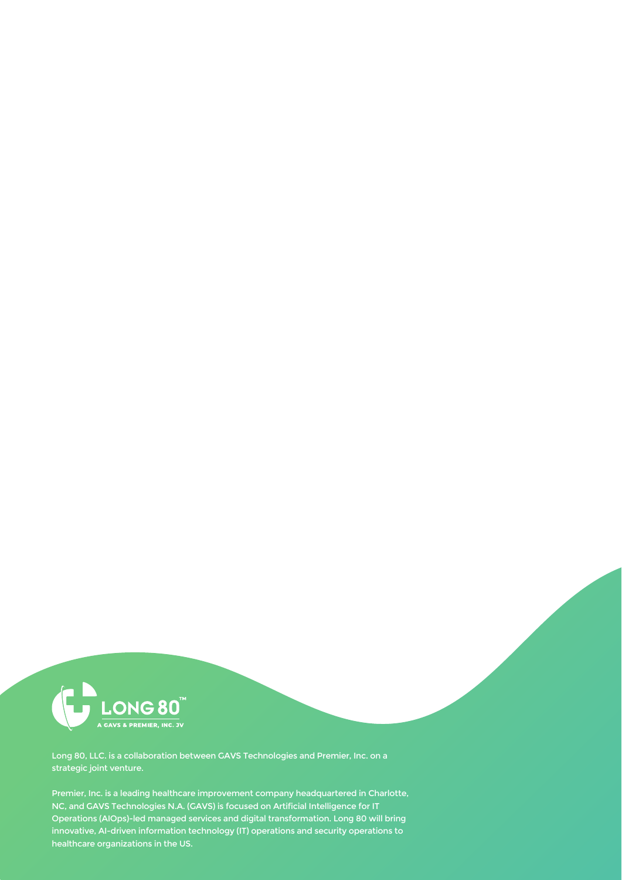LONG 80™

A GAVS & PREMIER, INC. JV

Long 80, LLC. is a collaboration between GAVS Technologies and Premier, Inc. on a strategic joint venture.

Premier, Inc. is a leading healthcare improvement company headquartered in Charlotte, NC, and GAVS Technologies N.A. (GAVS) is focused on Artificial Intelligence for IT Operations (AIOps)-led managed services and digital transformation. Long 80 will bring innovative, AI-driven information technology (IT) operations and security operations to healthcare organizations in the US.